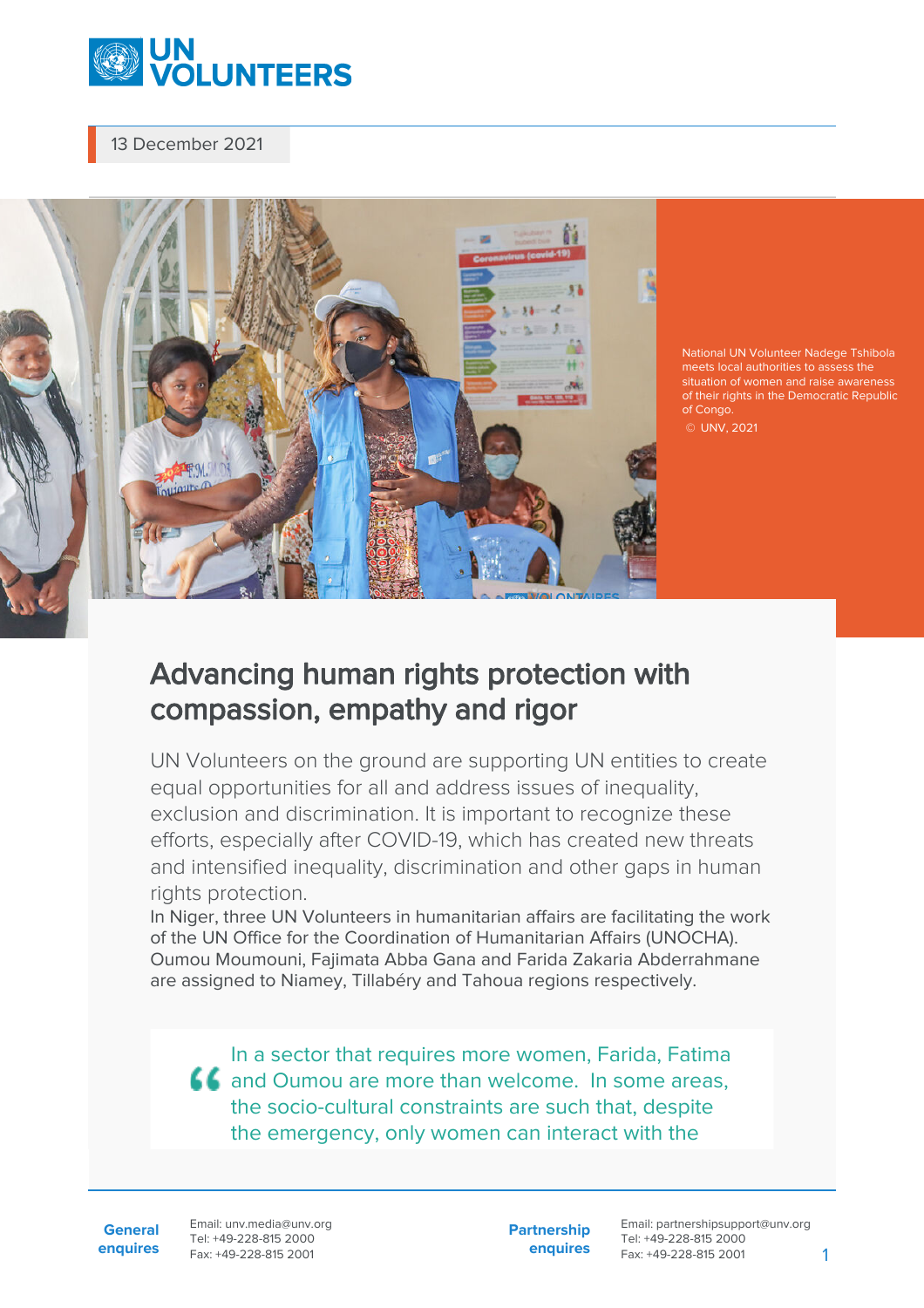13 December 2021

National UN Volunteer Nadege Tshibola meets local authorities to assess the situation of women and raise awareness of their rights in the Democratic Republic of Congo.
© UNV, 2021

# Advancing human rights protection with compassion, empathy and rigor

UN Volunteers on the ground are supporting UN entities to create equal opportunities for all and address issues of inequality, exclusion and discrimination. It is important to recognize these efforts, especially after COVID-19, which has created new threats and intensified inequality, discrimination and other gaps in human rights protection.

In Niger, three UN Volunteers in humanitarian affairs are facilitating the work of the UN Office for the Coordination of Humanitarian Affairs (UNOCHA). Oumou Moumouni, Fajimata Abba Gana and Farida Zakaria Abderrahmane are assigned to Niamey, Tillabéry and Tahoua regions respectively.

> “In a sector that requires more women, Farida, Fatima and Oumou are more than welcome. In some areas, the socio-cultural constraints are such that, despite the emergency, only women can interact with the

**General enquires**
Email: unv.media@unv.org
Tel: +49-228-815 2000
Fax: +49-228-815 2001

**Partnership enquires**
Email: partnershipsupport@unv.org
Tel: +49-228-815 2000
Fax: +49-228-815 2001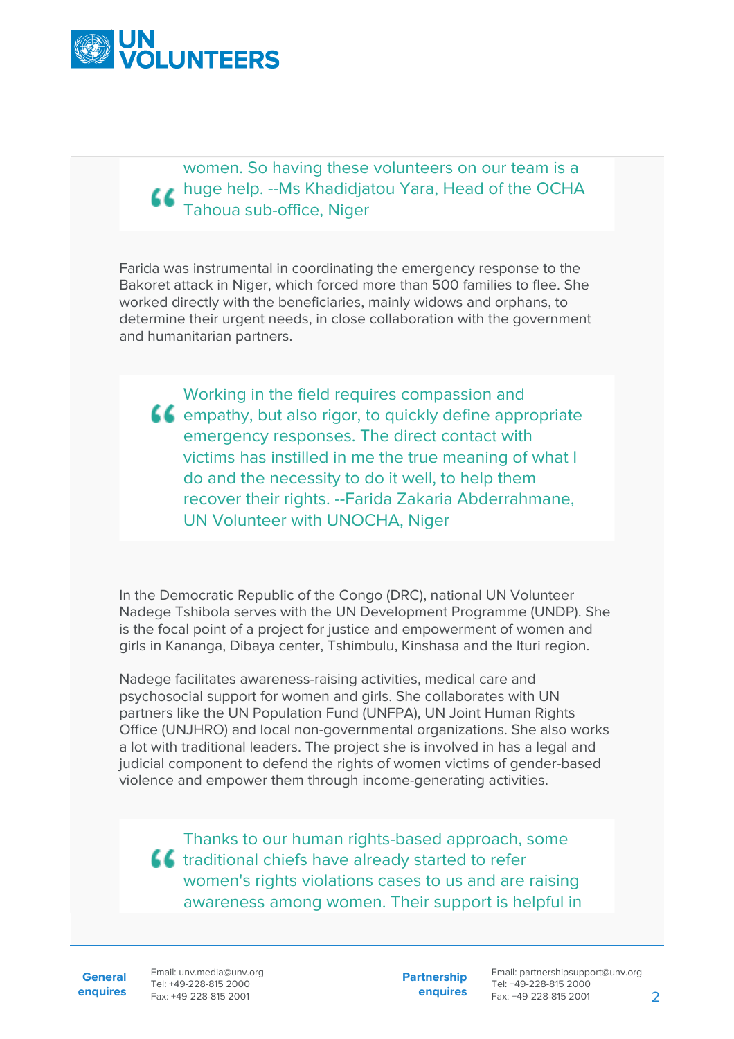> women. So having these volunteers on our team is a huge help. --Ms Khadidjatou Yara, Head of the OCHA Tahoua sub-office, Niger

Farida was instrumental in coordinating the emergency response to the Bakoret attack in Niger, which forced more than 500 families to flee. She worked directly with the beneficiaries, mainly widows and orphans, to determine their urgent needs, in close collaboration with the government and humanitarian partners.

> Working in the field requires compassion and empathy, but also rigor, to quickly define appropriate emergency responses. The direct contact with victims has instilled in me the true meaning of what I do and the necessity to do it well, to help them recover their rights. --Farida Zakaria Abderrahmane, UN Volunteer with UNOCHA, Niger

In the Democratic Republic of the Congo (DRC), national UN Volunteer Nadege Tshibola serves with the UN Development Programme (UNDP). She is the focal point of a project for justice and empowerment of women and girls in Kananga, Dibaya center, Tshimbulu, Kinshasa and the Ituri region.

Nadege facilitates awareness-raising activities, medical care and psychosocial support for women and girls. She collaborates with UN partners like the UN Population Fund (UNFPA), UN Joint Human Rights Office (UNJHRO) and local non-governmental organizations. She also works a lot with traditional leaders. The project she is involved in has a legal and judicial component to defend the rights of women victims of gender-based violence and empower them through income-generating activities.

> Thanks to our human rights-based approach, some traditional chiefs have already started to refer women's rights violations cases to us and are raising awareness among women. Their support is helpful in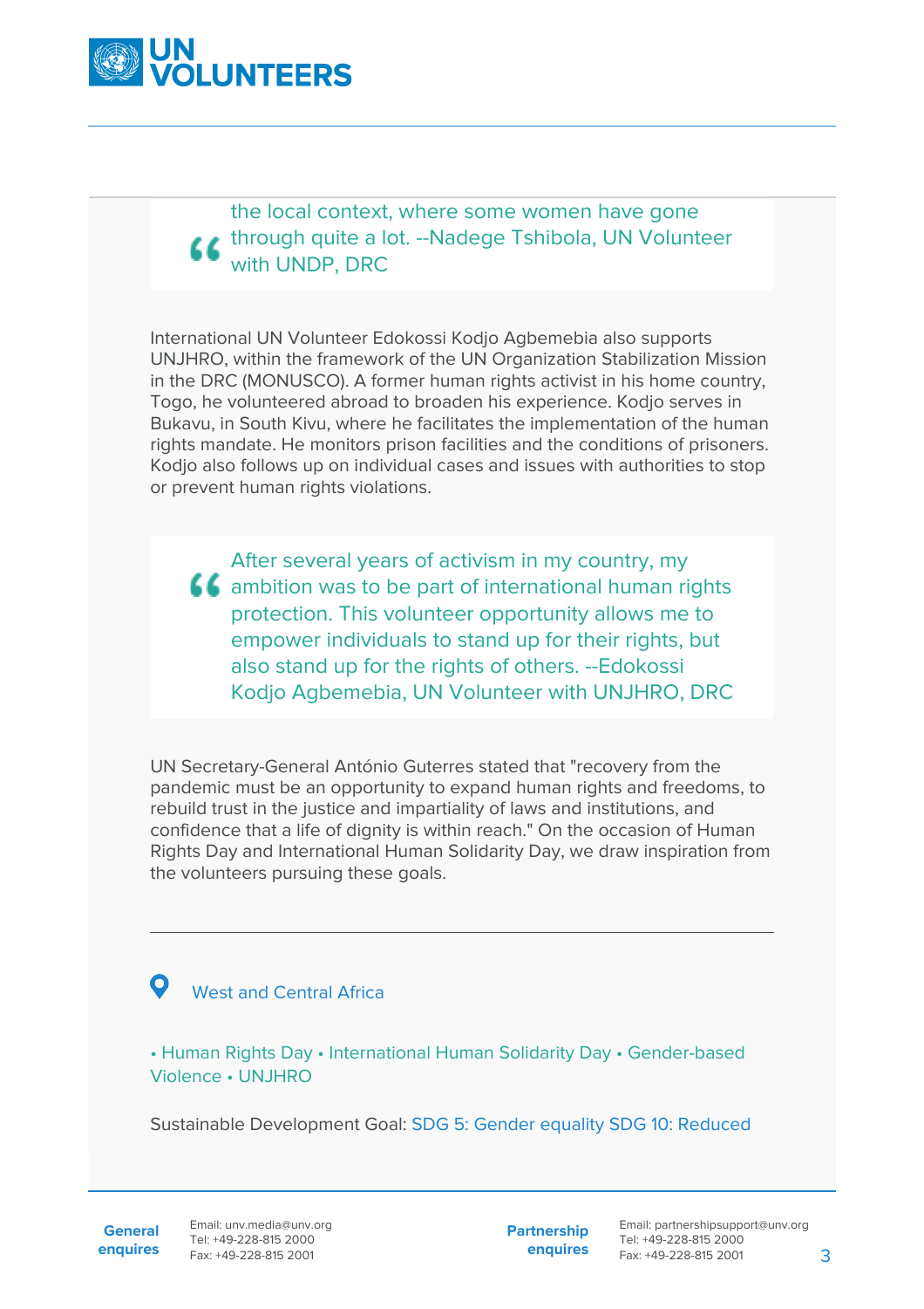> the local context, where some women have gone through quite a lot. --Nadege Tshibola, UN Volunteer with UNDP, DRC

International UN Volunteer Edokossi Kodjo Agbemebia also supports UNJHRO, within the framework of the UN Organization Stabilization Mission in the DRC (MONUSCO). A former human rights activist in his home country, Togo, he volunteered abroad to broaden his experience. Kodjo serves in Bukavu, in South Kivu, where he facilitates the implementation of the human rights mandate. He monitors prison facilities and the conditions of prisoners. Kodjo also follows up on individual cases and issues with authorities to stop or prevent human rights violations.

> After several years of activism in my country, my ambition was to be part of international human rights protection. This volunteer opportunity allows me to empower individuals to stand up for their rights, but also stand up for the rights of others. --Edokossi Kodjo Agbemebia, UN Volunteer with UNJHRO, DRC

UN Secretary-General António Guterres stated that "recovery from the pandemic must be an opportunity to expand human rights and freedoms, to rebuild trust in the justice and impartiality of laws and institutions, and confidence that a life of dignity is within reach." On the occasion of Human Rights Day and International Human Solidarity Day, we draw inspiration from the volunteers pursuing these goals.

---

West and Central Africa

• Human Rights Day • International Human Solidarity Day • Gender-based Violence • UNJHRO

Sustainable Development Goal: SDG 5: Gender equality SDG 10: Reduced

**General enquires**
Email: unv.media@unv.org
Tel: +49-228-815 2000
Fax: +49-228-815 2001

**Partnership enquires**
Email: partnershipsupport@unv.org
Tel: +49-228-815 2000
Fax: +49-228-815 2001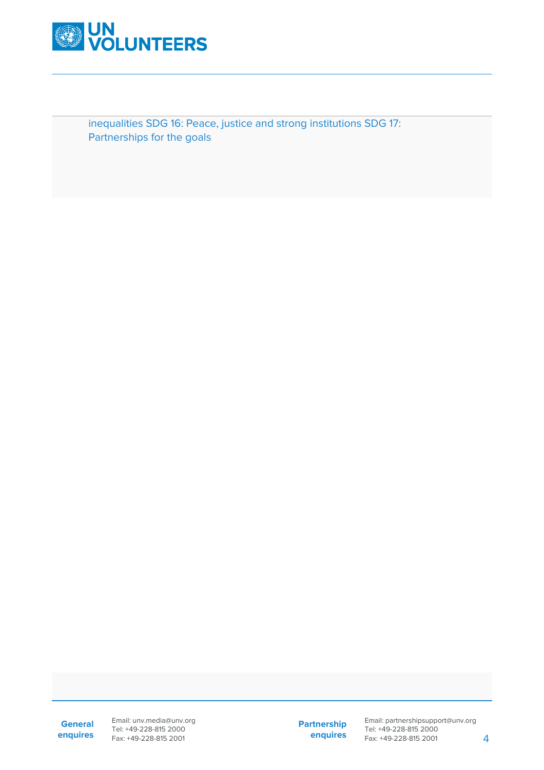inequalities SDG 16: Peace, justice and strong institutions SDG 17: Partnerships for the goals